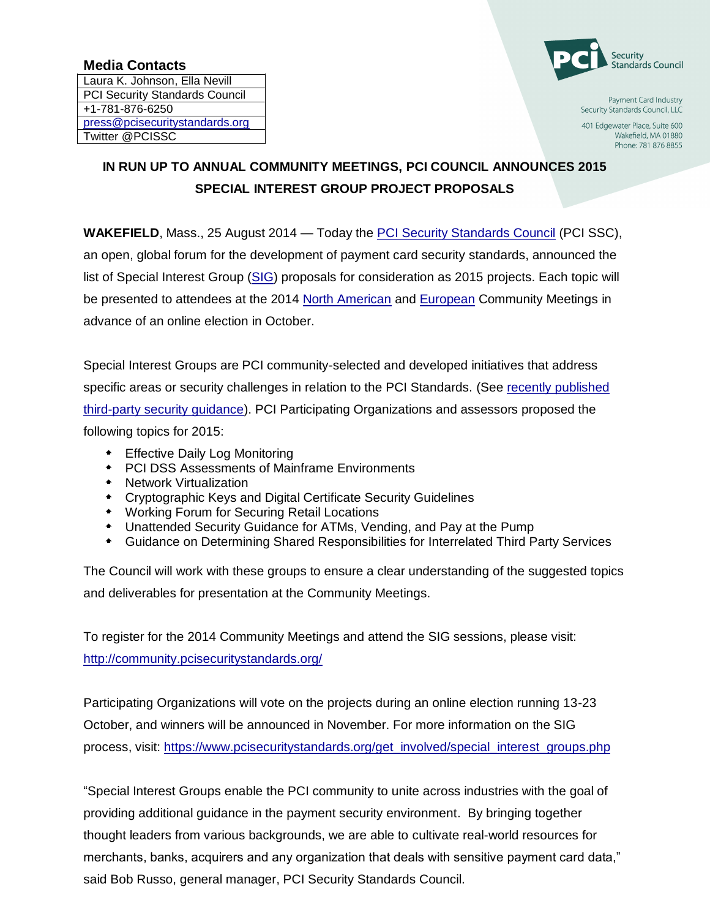**Media Contacts**

| |
|---|
| Laura K. Johnson, Ella Nevill |
| PCI Security Standards Council |
| +1-781-876-6250 |
| press@pcisecuritystandards.org |
| Twitter @PCISSC |

PCI Security Standards Council

Payment Card Industry Security Standards Council, LLC

401 Edgewater Place, Suite 600
Wakefield, MA 01880
Phone: 781 876 8855

**IN RUN UP TO ANNUAL COMMUNITY MEETINGS, PCI COUNCIL ANNOUNCES 2015 SPECIAL INTEREST GROUP PROJECT PROPOSALS**

**WAKEFIELD**, Mass., 25 August 2014 — Today the PCI Security Standards Council (PCI SSC), an open, global forum for the development of payment card security standards, announced the list of Special Interest Group (SIG) proposals for consideration as 2015 projects. Each topic will be presented to attendees at the 2014 North American and European Community Meetings in advance of an online election in October.

Special Interest Groups are PCI community-selected and developed initiatives that address specific areas or security challenges in relation to the PCI Standards. (See recently published third-party security guidance). PCI Participating Organizations and assessors proposed the following topics for 2015:

- Effective Daily Log Monitoring
- PCI DSS Assessments of Mainframe Environments
- Network Virtualization
- Cryptographic Keys and Digital Certificate Security Guidelines
- Working Forum for Securing Retail Locations
- Unattended Security Guidance for ATMs, Vending, and Pay at the Pump
- Guidance on Determining Shared Responsibilities for Interrelated Third Party Services

The Council will work with these groups to ensure a clear understanding of the suggested topics and deliverables for presentation at the Community Meetings.

To register for the 2014 Community Meetings and attend the SIG sessions, please visit: http://community.pcisecuritystandards.org/

Participating Organizations will vote on the projects during an online election running 13-23 October, and winners will be announced in November. For more information on the SIG process, visit: https://www.pcisecuritystandards.org/get_involved/special_interest_groups.php

"Special Interest Groups enable the PCI community to unite across industries with the goal of providing additional guidance in the payment security environment. By bringing together thought leaders from various backgrounds, we are able to cultivate real-world resources for merchants, banks, acquirers and any organization that deals with sensitive payment card data," said Bob Russo, general manager, PCI Security Standards Council.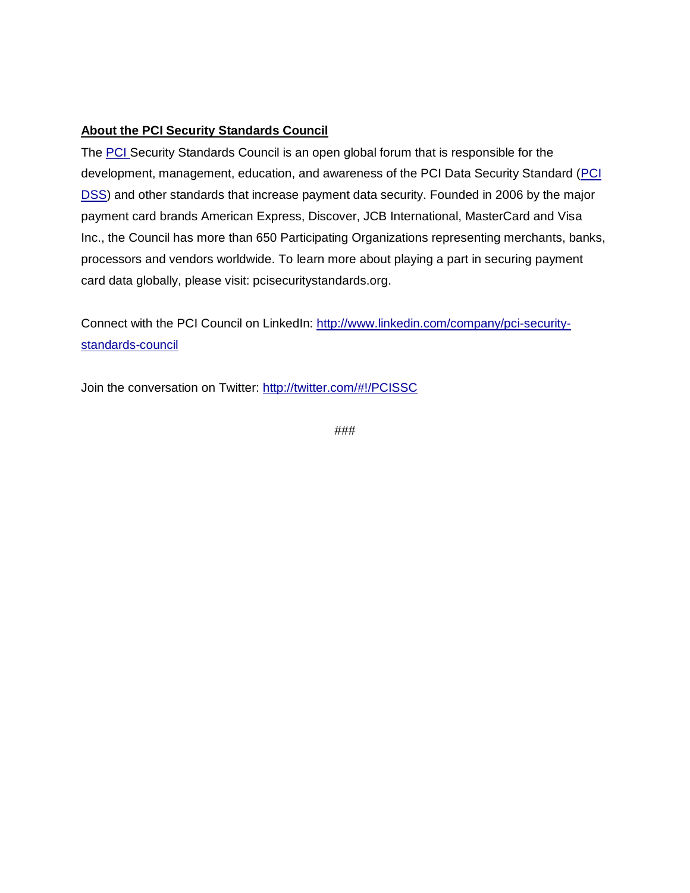**About the PCI Security Standards Council**

The PCI Security Standards Council is an open global forum that is responsible for the development, management, education, and awareness of the PCI Data Security Standard (PCI DSS) and other standards that increase payment data security. Founded in 2006 by the major payment card brands American Express, Discover, JCB International, MasterCard and Visa Inc., the Council has more than 650 Participating Organizations representing merchants, banks, processors and vendors worldwide. To learn more about playing a part in securing payment card data globally, please visit: pcisecuritystandards.org.

Connect with the PCI Council on LinkedIn: http://www.linkedin.com/company/pci-security-standards-council

Join the conversation on Twitter: http://twitter.com/#!/PCISSC

###